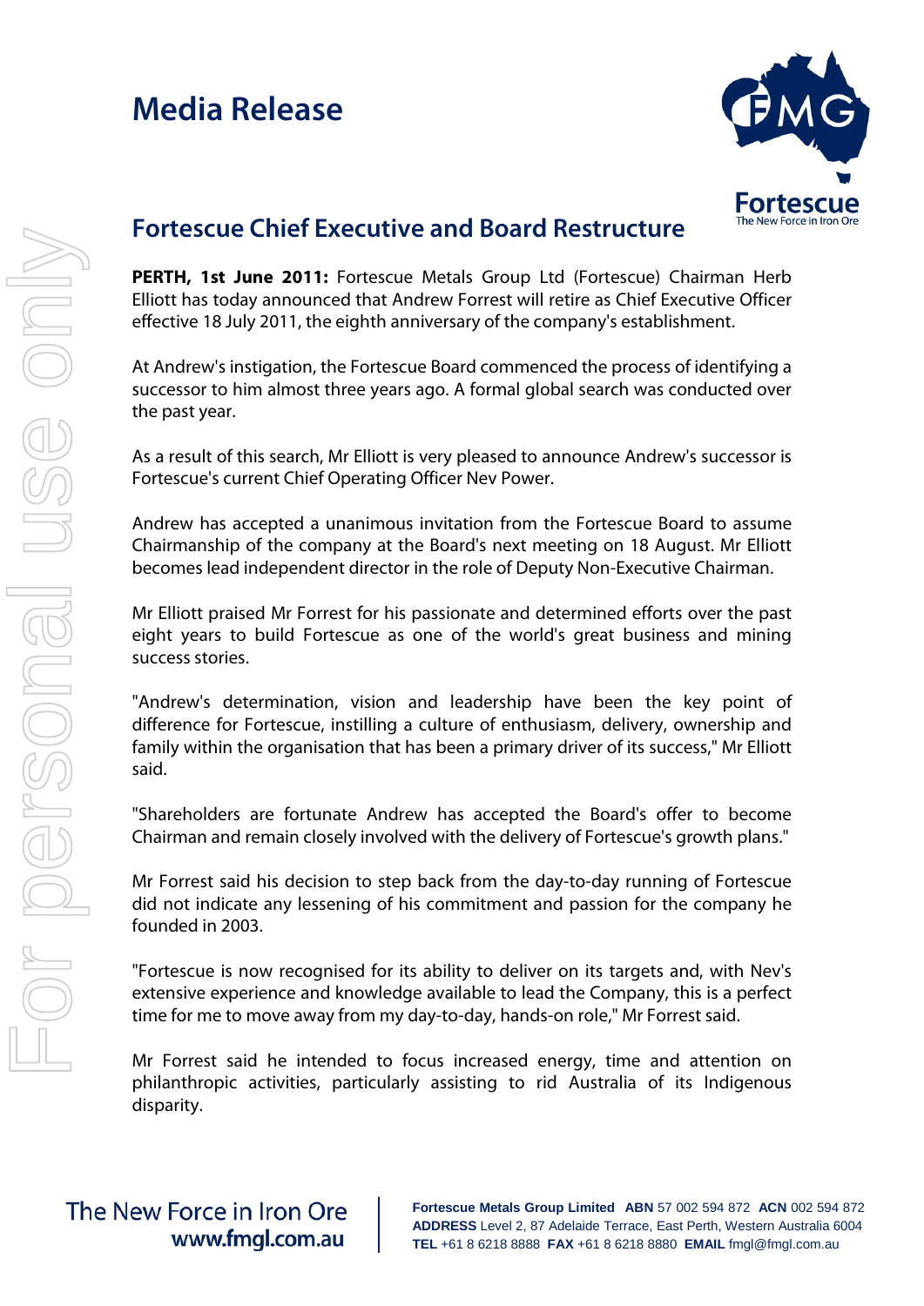# Media Release

## Fortescue Chief Executive and Board Restructure

**PERTH, 1st June 2011:** Fortescue Metals Group Ltd (Fortescue) Chairman Herb Elliott has today announced that Andrew Forrest will retire as Chief Executive Officer effective 18 July 2011, the eighth anniversary of the company's establishment.

At Andrew's instigation, the Fortescue Board commenced the process of identifying a successor to him almost three years ago. A formal global search was conducted over the past year.

As a result of this search, Mr Elliott is very pleased to announce Andrew's successor is Fortescue's current Chief Operating Officer Nev Power.

Andrew has accepted a unanimous invitation from the Fortescue Board to assume Chairmanship of the company at the Board's next meeting on 18 August. Mr Elliott becomes lead independent director in the role of Deputy Non-Executive Chairman.

Mr Elliott praised Mr Forrest for his passionate and determined efforts over the past eight years to build Fortescue as one of the world's great business and mining success stories.

"Andrew's determination, vision and leadership have been the key point of difference for Fortescue, instilling a culture of enthusiasm, delivery, ownership and family within the organisation that has been a primary driver of its success," Mr Elliott said.

"Shareholders are fortunate Andrew has accepted the Board's offer to become Chairman and remain closely involved with the delivery of Fortescue's growth plans."

Mr Forrest said his decision to step back from the day-to-day running of Fortescue did not indicate any lessening of his commitment and passion for the company he founded in 2003.

"Fortescue is now recognised for its ability to deliver on its targets and, with Nev's extensive experience and knowledge available to lead the Company, this is a perfect time for me to move away from my day-to-day, hands-on role," Mr Forrest said.

Mr Forrest said he intended to focus increased energy, time and attention on philanthropic activities, particularly assisting to rid Australia of its Indigenous disparity.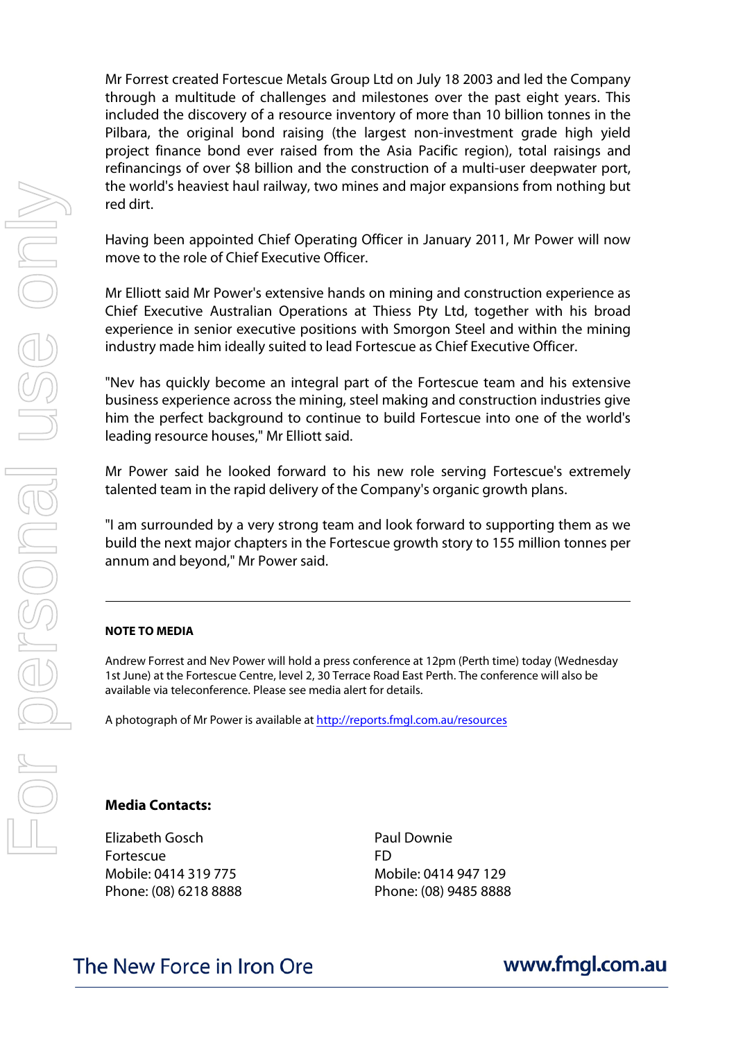Mr Forrest created Fortescue Metals Group Ltd on July 18 2003 and led the Company through a multitude of challenges and milestones over the past eight years. This included the discovery of a resource inventory of more than 10 billion tonnes in the Pilbara, the original bond raising (the largest non-investment grade high yield project finance bond ever raised from the Asia Pacific region), total raisings and refinancings of over $8 billion and the construction of a multi-user deepwater port, the world's heaviest haul railway, two mines and major expansions from nothing but red dirt.

Having been appointed Chief Operating Officer in January 2011, Mr Power will now move to the role of Chief Executive Officer.

Mr Elliott said Mr Power's extensive hands on mining and construction experience as Chief Executive Australian Operations at Thiess Pty Ltd, together with his broad experience in senior executive positions with Smorgon Steel and within the mining industry made him ideally suited to lead Fortescue as Chief Executive Officer.

"Nev has quickly become an integral part of the Fortescue team and his extensive business experience across the mining, steel making and construction industries give him the perfect background to continue to build Fortescue into one of the world's leading resource houses," Mr Elliott said.

Mr Power said he looked forward to his new role serving Fortescue's extremely talented team in the rapid delivery of the Company's organic growth plans.

"I am surrounded by a very strong team and look forward to supporting them as we build the next major chapters in the Fortescue growth story to 155 million tonnes per annum and beyond," Mr Power said.

---

**NOTE TO MEDIA**

Andrew Forrest and Nev Power will hold a press conference at 12pm (Perth time) today (Wednesday 1st June) at the Fortescue Centre, level 2, 30 Terrace Road East Perth. The conference will also be available via teleconference. Please see media alert for details.

A photograph of Mr Power is available at http://reports.fmgl.com.au/resources

**Media Contacts:**

Elizabeth Gosch
Fortescue
Mobile: 0414 319 775
Phone: (08) 6218 8888

Paul Downie
FD
Mobile: 0414 947 129
Phone: (08) 9485 8888